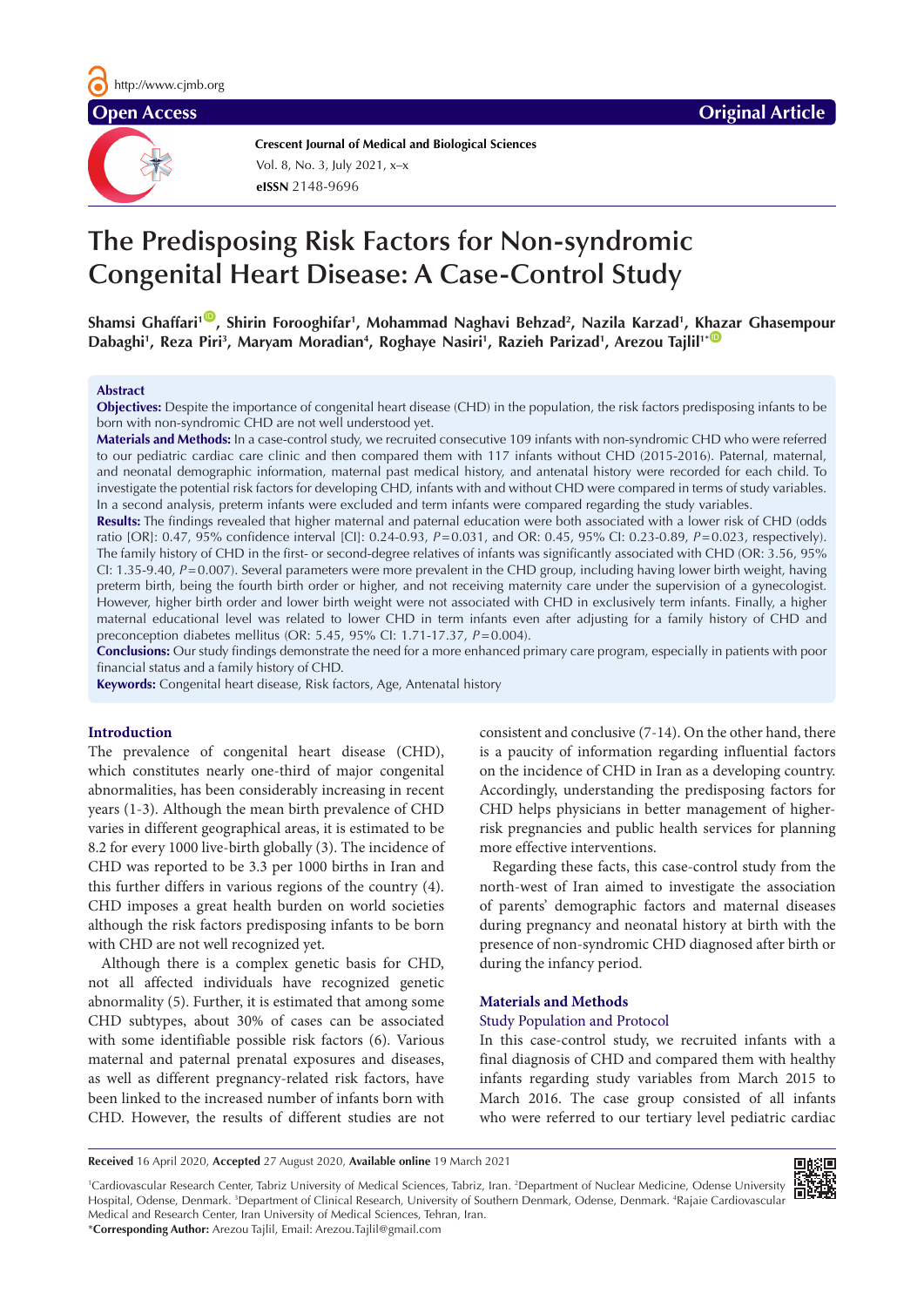Open Access

Original Article

Crescent Journal of Medical and Biological Sciences

# The Predisposing Risk Factors for Non-syndromic Congenital Heart Disease: A Case-Control Study

**Shamsi Ghaffari[1], Shirin Forooghifar[1], Mohammad Naghavi Behzad[2], Nazila Karzad[1], Khazar Ghasempour Dabaghi[1], Reza Piri[3], Maryam Moradian[4], Roghaye Nasiri[1], Razieh Parizad[1], Arezou Tajlil[1*]**

## Abstract

**Objectives:** Despite the importance of congenital heart disease (CHD) in the population, the risk factors predisposing infants to be born with non-syndromic CHD are not well understood yet.

**Materials and Methods:** In a case-control study, we recruited consecutive 109 infants with non-syndromic CHD who were referred to our pediatric cardiac care clinic and then compared them with 117 infants without CHD (2015-2016). Paternal, maternal, and neonatal demographic information, maternal past medical history, and antenatal history were recorded for each child. To investigate the potential risk factors for developing CHD, infants with and without CHD were compared in terms of study variables. In a second analysis, preterm infants were excluded and term infants were compared regarding the study variables.

**Results:** The findings revealed that higher maternal and paternal education were both associated with a lower risk of CHD (odds ratio [OR]: 0.47, 95% confidence interval [CI]: 0.24-0.93, *P*=0.031, and OR: 0.45, 95% CI: 0.23-0.89, *P*=0.023, respectively). The family history of CHD in the first- or second-degree relatives of infants was significantly associated with CHD (OR: 3.56, 95% CI: 1.35-9.40, *P*=0.007). Several parameters were more prevalent in the CHD group, including having lower birth weight, having preterm birth, being the fourth birth order or higher, and not receiving maternity care under the supervision of a gynecologist. However, higher birth order and lower birth weight were not associated with CHD in exclusively term infants. Finally, a higher maternal educational level was related to lower CHD in term infants even after adjusting for a family history of CHD and preconception diabetes mellitus (OR: 5.45, 95% CI: 1.71-17.37, *P*=0.004).

**Conclusions:** Our study findings demonstrate the need for a more enhanced primary care program, especially in patients with poor financial status and a family history of CHD.

**Keywords:** Congenital heart disease, Risk factors, Age, Antenatal history

## Introduction

The prevalence of congenital heart disease (CHD), which constitutes nearly one-third of major congenital abnormalities, has been considerably increasing in recent years (1-3). Although the mean birth prevalence of CHD varies in different geographical areas, it is estimated to be 8.2 for every 1000 live-birth globally (3). The incidence of CHD was reported to be 3.3 per 1000 births in Iran and this further differs in various regions of the country (4). CHD imposes a great health burden on world societies although the risk factors predisposing infants to be born with CHD are not well recognized yet.

Although there is a complex genetic basis for CHD, not all affected individuals have recognized genetic abnormality (5). Further, it is estimated that among some CHD subtypes, about 30% of cases can be associated with some identifiable possible risk factors (6). Various maternal and paternal prenatal exposures and diseases, as well as different pregnancy-related risk factors, have been linked to the increased number of infants born with CHD. However, the results of different studies are not consistent and conclusive (7-14). On the other hand, there is a paucity of information regarding influential factors on the incidence of CHD in Iran as a developing country. Accordingly, understanding the predisposing factors for CHD helps physicians in better management of higher-risk pregnancies and public health services for planning more effective interventions.

Regarding these facts, this case-control study from the north-west of Iran aimed to investigate the association of parents' demographic factors and maternal diseases during pregnancy and neonatal history at birth with the presence of non-syndromic CHD diagnosed after birth or during the infancy period.

## Materials and Methods

### Study Population and Protocol

In this case-control study, we recruited infants with a final diagnosis of CHD and compared them with healthy infants regarding study variables from March 2015 to March 2016. The case group consisted of all infants who were referred to our tertiary level pediatric cardiac

**Received** 16 April 2020, **Accepted** 27 August 2020, **Available online** 19 March 2021

[1]Cardiovascular Research Center, Tabriz University of Medical Sciences, Tabriz, Iran. [2]Department of Nuclear Medicine, Odense University Hospital, Odense, Denmark. [3]Department of Clinical Research, University of Southern Denmark, Odense, Denmark. [4]Rajaie Cardiovascular Medical and Research Center, Iran University of Medical Sciences, Tehran, Iran.

*Corresponding Author: Arezou Tajlil, Email: Arezou.Tajlil@gmail.com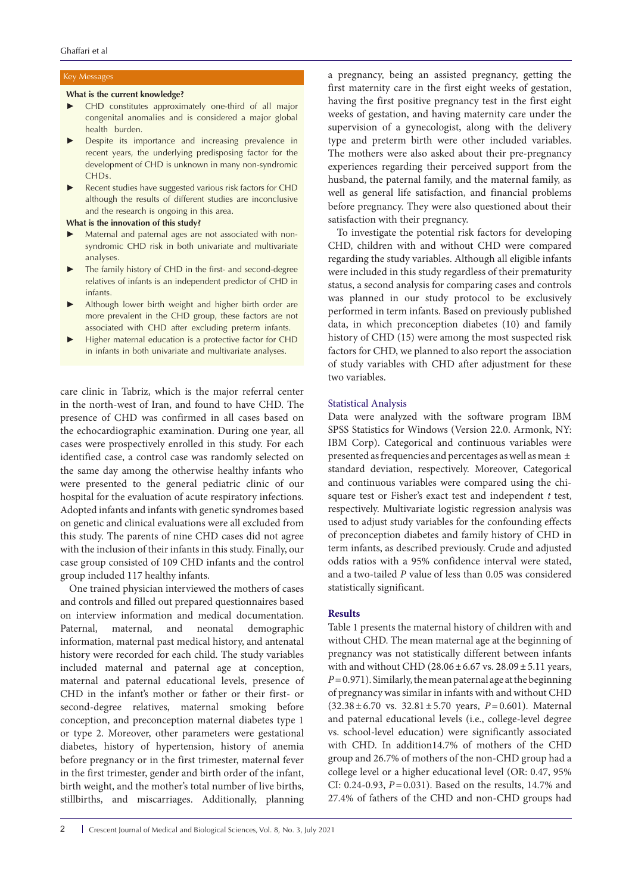**Key Messages**

**What is the current knowledge?**

- CHD constitutes approximately one-third of all major congenital anomalies and is considered a major global health burden.
- Despite its importance and increasing prevalence in recent years, the underlying predisposing factor for the development of CHD is unknown in many non-syndromic CHDs.
- Recent studies have suggested various risk factors for CHD although the results of different studies are inconclusive and the research is ongoing in this area.

**What is the innovation of this study?**

- Maternal and paternal ages are not associated with non-syndromic CHD risk in both univariate and multivariate analyses.
- The family history of CHD in the first- and second-degree relatives of infants is an independent predictor of CHD in infants.
- Although lower birth weight and higher birth order are more prevalent in the CHD group, these factors are not associated with CHD after excluding preterm infants.
- Higher maternal education is a protective factor for CHD in infants in both univariate and multivariate analyses.

care clinic in Tabriz, which is the major referral center in the north-west of Iran, and found to have CHD. The presence of CHD was confirmed in all cases based on the echocardiographic examination. During one year, all cases were prospectively enrolled in this study. For each identified case, a control case was randomly selected on the same day among the otherwise healthy infants who were presented to the general pediatric clinic of our hospital for the evaluation of acute respiratory infections. Adopted infants and infants with genetic syndromes based on genetic and clinical evaluations were all excluded from this study. The parents of nine CHD cases did not agree with the inclusion of their infants in this study. Finally, our case group consisted of 109 CHD infants and the control group included 117 healthy infants.

One trained physician interviewed the mothers of cases and controls and filled out prepared questionnaires based on interview information and medical documentation. Paternal, maternal, and neonatal demographic information, maternal past medical history, and antenatal history were recorded for each child. The study variables included maternal and paternal age at conception, maternal and paternal educational levels, presence of CHD in the infant's mother or father or their first- or second-degree relatives, maternal smoking before conception, and preconception maternal diabetes type 1 or type 2. Moreover, other parameters were gestational diabetes, history of hypertension, history of anemia before pregnancy or in the first trimester, maternal fever in the first trimester, gender and birth order of the infant, birth weight, and the mother's total number of live births, stillbirths, and miscarriages. Additionally, planning a pregnancy, being an assisted pregnancy, getting the first maternity care in the first eight weeks of gestation, and having the first positive pregnancy test in the first eight weeks of gestation, and having maternity care under the supervision of a gynecologist, along with the delivery type and preterm birth were other included variables. The mothers were also asked about their pre-pregnancy experiences regarding their perceived support from the husband, the paternal family, and the maternal family, as well as general life satisfaction, and financial problems before pregnancy. They were also questioned about their satisfaction with their pregnancy.

To investigate the potential risk factors for developing CHD, children with and without CHD were compared regarding the study variables. Although all eligible infants were included in this study regardless of their prematurity status, a second analysis for comparing cases and controls was planned in our study protocol to be exclusively performed in term infants. Based on previously published data, in which preconception diabetes (10) and family history of CHD (15) were among the most suspected risk factors for CHD, we planned to also report the association of study variables with CHD after adjustment for these two variables.

### Statistical Analysis

Data were analyzed with the software program IBM SPSS Statistics for Windows (Version 22.0. Armonk, NY: IBM Corp). Categorical and continuous variables were presented as frequencies and percentages as well as mean ± standard deviation, respectively. Moreover, Categorical and continuous variables were compared using the chi-square test or Fisher's exact test and independent *t* test, respectively. Multivariate logistic regression analysis was used to adjust study variables for the confounding effects of preconception diabetes and family history of CHD in term infants, as described previously. Crude and adjusted odds ratios with a 95% confidence interval were stated, and a two-tailed *P* value of less than 0.05 was considered statistically significant.

## Results

Table 1 presents the maternal history of children with and without CHD. The mean maternal age at the beginning of pregnancy was not statistically different between infants with and without CHD (28.06 ± 6.67 vs. 28.09 ± 5.11 years, $P = 0.971$). Similarly, the mean paternal age at the beginning of pregnancy was similar in infants with and without CHD (32.38 ± 6.70 vs. 32.81 ± 5.70 years, $P = 0.601$). Maternal and paternal educational levels (i.e., college-level degree vs. school-level education) were significantly associated with CHD. In addition14.7% of mothers of the CHD group and 26.7% of mothers of the non-CHD group had a college level or a higher educational level (OR: 0.47, 95% CI: 0.24-0.93, $P = 0.031$). Based on the results, 14.7% and 27.4% of fathers of the CHD and non-CHD groups had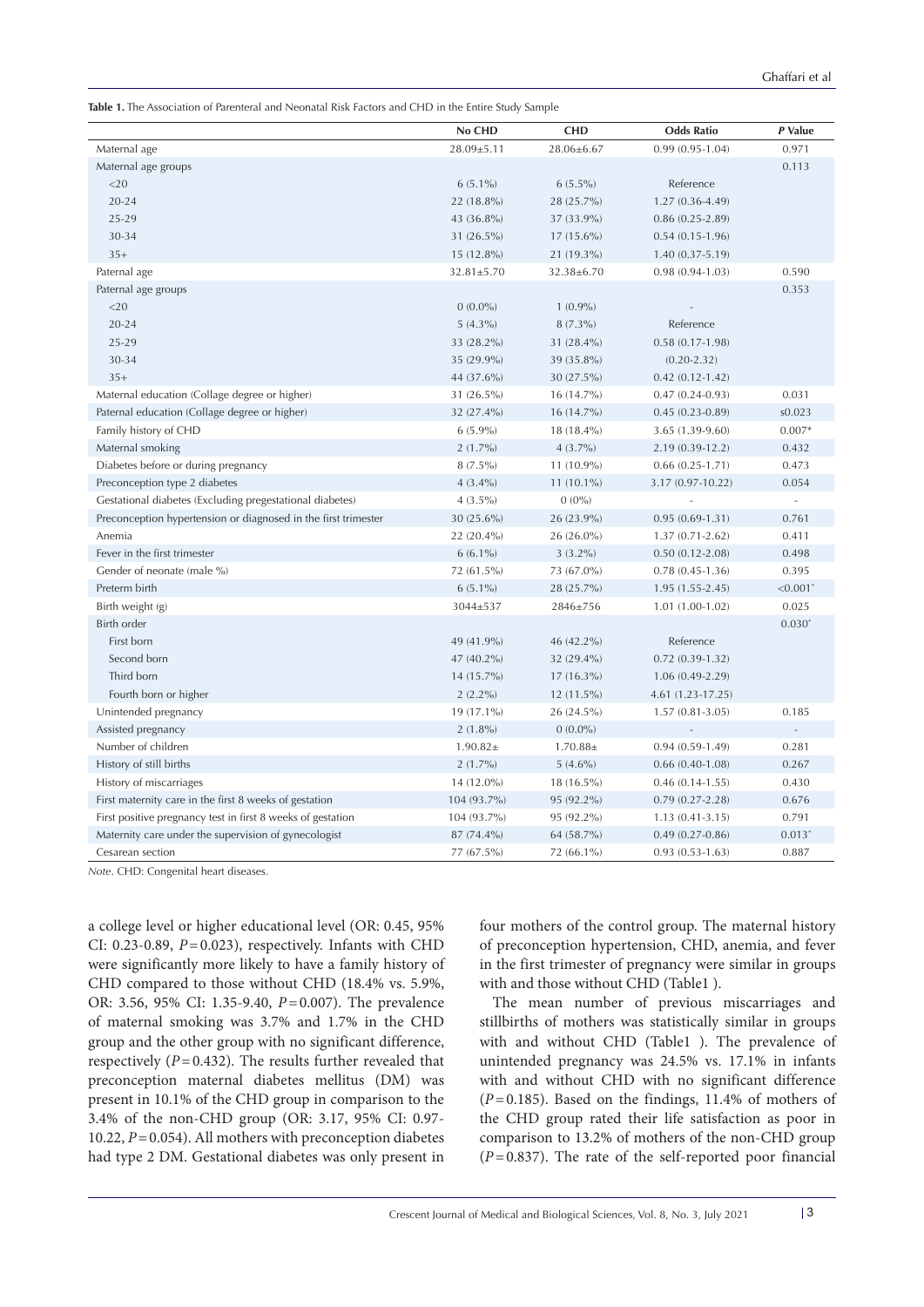**Table 1.** The Association of Parenteral and Neonatal Risk Factors and CHD in the Entire Study Sample

| | No CHD | CHD | Odds Ratio | *P* Value |
|---|---|---|---|---|
| Maternal age | 28.09±5.11 | 28.06±6.67 | 0.99 (0.95-1.04) | 0.971 |
| Maternal age groups | | | | 0.113 |
| <20 | 6 (5.1%) | 6 (5.5%) | Reference | |
| 20-24 | 22 (18.8%) | 28 (25.7%) | 1.27 (0.36-4.49) | |
| 25-29 | 43 (36.8%) | 37 (33.9%) | 0.86 (0.25-2.89) | |
| 30-34 | 31 (26.5%) | 17 (15.6%) | 0.54 (0.15-1.96) | |
| 35+ | 15 (12.8%) | 21 (19.3%) | 1.40 (0.37-5.19) | |
| Paternal age | 32.81±5.70 | 32.38±6.70 | 0.98 (0.94-1.03) | 0.590 |
| Paternal age groups | | | | 0.353 |
| <20 | 0 (0.0%) | 1 (0.9%) | - | |
| 20-24 | 5 (4.3%) | 8 (7.3%) | Reference | |
| 25-29 | 33 (28.2%) | 31 (28.4%) | 0.58 (0.17-1.98) | |
| 30-34 | 35 (29.9%) | 39 (35.8%) | (0.20-2.32) | |
| 35+ | 44 (37.6%) | 30 (27.5%) | 0.42 (0.12-1.42) | |
| Maternal education (Collage degree or higher) | 31 (26.5%) | 16 (14.7%) | 0.47 (0.24-0.93) | 0.031 |
| Paternal education (Collage degree or higher) | 32 (27.4%) | 16 (14.7%) | 0.45 (0.23-0.89) | s0.023 |
| Family history of CHD | 6 (5.9%) | 18 (18.4%) | 3.65 (1.39-9.60) | 0.007* |
| Maternal smoking | 2 (1.7%) | 4 (3.7%) | 2.19 (0.39-12.2) | 0.432 |
| Diabetes before or during pregnancy | 8 (7.5%) | 11 (10.9%) | 0.66 (0.25-1.71) | 0.473 |
| Preconception type 2 diabetes | 4 (3.4%) | 11 (10.1%) | 3.17 (0.97-10.22) | 0.054 |
| Gestational diabetes (Excluding pregestational diabetes) | 4 (3.5%) | 0 (0%) | - | - |
| Preconception hypertension or diagnosed in the first trimester | 30 (25.6%) | 26 (23.9%) | 0.95 (0.69-1.31) | 0.761 |
| Anemia | 22 (20.4%) | 26 (26.0%) | 1.37 (0.71-2.62) | 0.411 |
| Fever in the first trimester | 6 (6.1%) | 3 (3.2%) | 0.50 (0.12-2.08) | 0.498 |
| Gender of neonate (male %) | 72 (61.5%) | 73 (67.0%) | 0.78 (0.45-1.36) | 0.395 |
| Preterm birth | 6 (5.1%) | 28 (25.7%) | 1.95 (1.55-2.45) | <0.001* |
| Birth weight (g) | 3044±537 | 2846±756 | 1.01 (1.00-1.02) | 0.025 |
| Birth order | | | | 0.030* |
| First born | 49 (41.9%) | 46 (42.2%) | Reference | |
| Second born | 47 (40.2%) | 32 (29.4%) | 0.72 (0.39-1.32) | |
| Third born | 14 (15.7%) | 17 (16.3%) | 1.06 (0.49-2.29) | |
| Fourth born or higher | 2 (2.2%) | 12 (11.5%) | 4.61 (1.23-17.25) | |
| Unintended pregnancy | 19 (17.1%) | 26 (24.5%) | 1.57 (0.81-3.05) | 0.185 |
| Assisted pregnancy | 2 (1.8%) | 0 (0.0%) | - | - |
| Number of children | 1.90.82± | 1.70.88± | 0.94 (0.59-1.49) | 0.281 |
| History of still births | 2 (1.7%) | 5 (4.6%) | 0.66 (0.40-1.08) | 0.267 |
| History of miscarriages | 14 (12.0%) | 18 (16.5%) | 0.46 (0.14-1.55) | 0.430 |
| First maternity care in the first 8 weeks of gestation | 104 (93.7%) | 95 (92.2%) | 0.79 (0.27-2.28) | 0.676 |
| First positive pregnancy test in first 8 weeks of gestation | 104 (93.7%) | 95 (92.2%) | 1.13 (0.41-3.15) | 0.791 |
| Maternity care under the supervision of gynecologist | 87 (74.4%) | 64 (58.7%) | 0.49 (0.27-0.86) | 0.013* |
| Cesarean section | 77 (67.5%) | 72 (66.1%) | 0.93 (0.53-1.63) | 0.887 |

*Note*. CHD: Congenital heart diseases.

a college level or higher educational level (OR: 0.45, 95% CI: 0.23-0.89, $P=0.023$), respectively. Infants with CHD were significantly more likely to have a family history of CHD compared to those without CHD (18.4% vs. 5.9%, OR: 3.56, 95% CI: 1.35-9.40, $P=0.007$). The prevalence of maternal smoking was 3.7% and 1.7% in the CHD group and the other group with no significant difference, respectively ($P=0.432$). The results further revealed that preconception maternal diabetes mellitus (DM) was present in 10.1% of the CHD group in comparison to the 3.4% of the non-CHD group (OR: 3.17, 95% CI: 0.97-10.22, $P=0.054$). All mothers with preconception diabetes had type 2 DM. Gestational diabetes was only present in four mothers of the control group. The maternal history of preconception hypertension, CHD, anemia, and fever in the first trimester of pregnancy were similar in groups with and those without CHD (Table1 ).

The mean number of previous miscarriages and stillbirths of mothers was statistically similar in groups with and without CHD (Table1 ). The prevalence of unintended pregnancy was 24.5% vs. 17.1% in infants with and without CHD with no significant difference ($P=0.185$). Based on the findings, 11.4% of mothers of the CHD group rated their life satisfaction as poor in comparison to 13.2% of mothers of the non-CHD group ($P=0.837$). The rate of the self-reported poor financial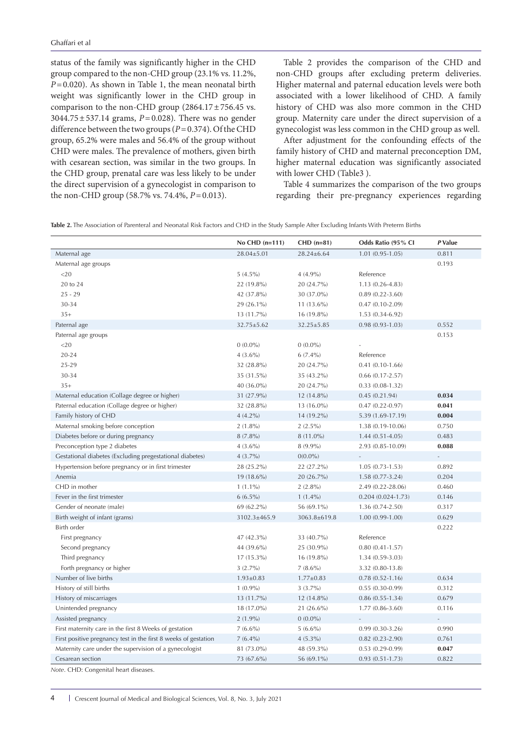status of the family was significantly higher in the CHD group compared to the non-CHD group (23.1% vs. 11.2%, $P=0.020$). As shown in Table 1, the mean neonatal birth weight was significantly lower in the CHD group in comparison to the non-CHD group (2864.17 ± 756.45 vs. 3044.75 ± 537.14 grams, $P=0.028$). There was no gender difference between the two groups ($P=0.374$). Of the CHD group, 65.2% were males and 56.4% of the group without CHD were males. The prevalence of mothers, given birth with cesarean section, was similar in the two groups. In the CHD group, prenatal care was less likely to be under the direct supervision of a gynecologist in comparison to the non-CHD group (58.7% vs. 74.4%, $P=0.013$).

Table 2 provides the comparison of the CHD and non-CHD groups after excluding preterm deliveries. Higher maternal and paternal education levels were both associated with a lower likelihood of CHD. A family history of CHD was also more common in the CHD group. Maternity care under the direct supervision of a gynecologist was less common in the CHD group as well.

After adjustment for the confounding effects of the family history of CHD and maternal preconception DM, higher maternal education was significantly associated with lower CHD (Table3 ).

Table 4 summarizes the comparison of the two groups regarding their pre-pregnancy experiences regarding

**Table 2.** The Association of Parenteral and Neonatal Risk Factors and CHD in the Study Sample After Excluding Infants With Preterm Births

| | No CHD (n=111) | CHD (n=81) | Odds Ratio (95% CI | *P* Value |
|---|---|---|---|---|
| Maternal age | 28.04±5.01 | 28.24±6.64 | 1.01 (0.95-1.05) | 0.811 |
| Maternal age groups | | | | 0.193 |
| <20 | 5 (4.5%) | 4 (4.9%) | Reference | |
| 20 to 24 | 22 (19.8%) | 20 (24.7%) | 1.13 (0.26-4.83) | |
| 25 - 29 | 42 (37.8%) | 30 (37.0%) | 0.89 (0.22-3.60) | |
| 30-34 | 29 (26.1%) | 11 (13.6%) | 0.47 (0.10-2.09) | |
| 35+ | 13 (11.7%) | 16 (19.8%) | 1.53 (0.34-6.92) | |
| Paternal age | 32.75±5.62 | 32.25±5.85 | 0.98 (0.93-1.03) | 0.552 |
| Paternal age groups | | | | 0.153 |
| <20 | 0 (0.0%) | 0 (0.0%) | - | |
| 20-24 | 4 (3.6%) | 6 (7.4%) | Reference | |
| 25-29 | 32 (28.8%) | 20 (24.7%) | 0.41 (0.10-1.66) | |
| 30-34 | 35 (31.5%) | 35 (43.2%) | 0.66 (0.17-2.57) | |
| 35+ | 40 (36.0%) | 20 (24.7%) | 0.33 (0.08-1.32) | |
| Maternal education (Collage degree or higher) | 31 (27.9%) | 12 (14.8%) | 0.45 (0.21.94) | **0.034** |
| Paternal education (Collage degree or higher) | 32 (28.8%) | 13 (16.0%) | 0.47 (0.22-0.97) | **0.041** |
| Family history of CHD | 4 (4.2%) | 14 (19.2%) | 5.39 (1.69-17.19) | **0.004** |
| Maternal smoking before conception | 2 (1.8%) | 2 (2.5%) | 1.38 (0.19-10.06) | 0.750 |
| Diabetes before or during pregnancy | 8 (7.8%) | 8 (11.0%) | 1.44 (0.51-4.05) | 0.483 |
| Preconception type 2 diabetes | 4 (3.6%) | 8 (9.9%) | 2.93 (0.85-10.09) | **0.088** |
| Gestational diabetes (Excluding pregestational diabetes) | 4 (3.7%) | 0(0.0%) | - | - |
| Hypertension before pregnancy or in first trimester | 28 (25.2%) | 22 (27.2%) | 1.05 (0.73-1.53) | 0.892 |
| Anemia | 19 (18.6%) | 20 (26.7%) | 1.58 (0.77-3.24) | 0.204 |
| CHD in mother | 1 (1.1%) | 2 (2.8%) | 2.49 (0.22-28.06) | 0.460 |
| Fever in the first trimester | 6 (6.5%) | 1 (1.4%) | 0.204 (0.024-1.73) | 0.146 |
| Gender of neonate (male) | 69 (62.2%) | 56 (69.1%) | 1.36 (0.74-2.50) | 0.317 |
| Birth weight of infant (grams) | 3102.3±465.9 | 3063.8±619.8 | 1.00 (0.99-1.00) | 0.629 |
| Birth order | | | | 0.222 |
| First pregnancy | 47 (42.3%) | 33 (40.7%) | Reference | |
| Second pregnancy | 44 (39.6%) | 25 (30.9%) | 0.80 (0.41-1.57) | |
| Third pregnancy | 17 (15.3%) | 16 (19.8%) | 1.34 (0.59-3.03) | |
| Forth pregnancy or higher | 3 (2.7%) | 7 (8.6%) | 3.32 (0.80-13.8) | |
| Number of live births | 1.93±0.83 | 1.77±0.83 | 0.78 (0.52-1.16) | 0.634 |
| History of still births | 1 (0.9%) | 3 (3.7%) | 0.55 (0.30-0.99) | 0.312 |
| History of miscarriages | 13 (11.7%) | 12 (14.8%) | 0.86 (0.55-1.34) | 0.679 |
| Unintended pregnancy | 18 (17.0%) | 21 (26.6%) | 1.77 (0.86-3.60) | 0.116 |
| Assisted pregnancy | 2 (1.9%) | 0 (0.0%) | - | - |
| First maternity care in the first 8 Weeks of gestation | 7 (6.6%) | 5 (6.6%) | 0.99 (0.30-3.26) | 0.990 |
| First positive pregnancy test in the first 8 weeks of gestation | 7 (6.4%) | 4 (5.3%) | 0.82 (0.23-2.90) | 0.761 |
| Maternity care under the supervision of a gynecologist | 81 (73.0%) | 48 (59.3%) | 0.53 (0.29-0.99) | **0.047** |
| Cesarean section | 73 (67.6%) | 56 (69.1%) | 0.93 (0.51-1.73) | 0.822 |

*Note*. CHD: Congenital heart diseases.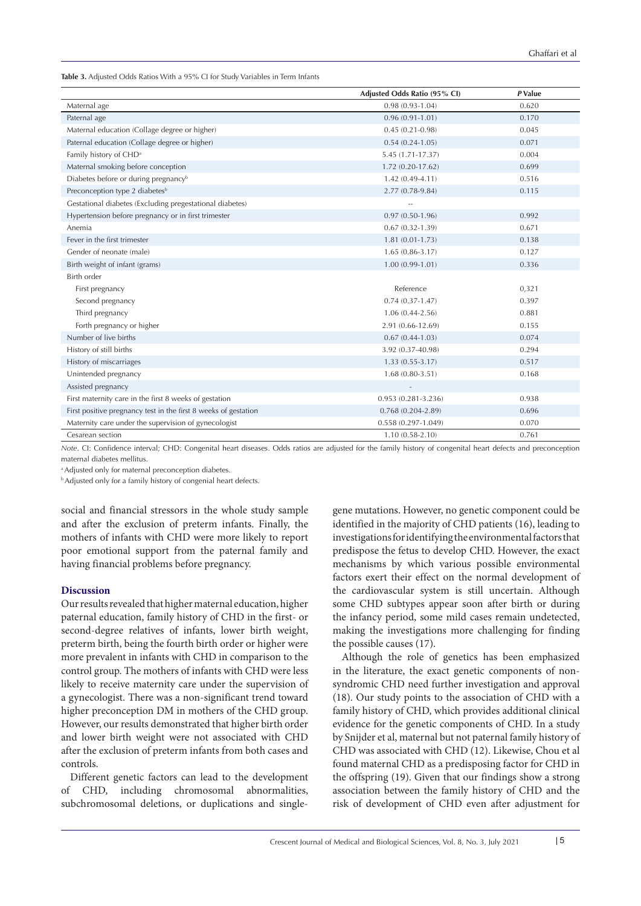**Table 3.** Adjusted Odds Ratios With a 95% CI for Study Variables in Term Infants

| | Adjusted Odds Ratio (95% CI) | *P* Value |
|---|---|---|
| Maternal age | 0.98 (0.93-1.04) | 0.620 |
| Paternal age | 0.96 (0.91-1.01) | 0.170 |
| Maternal education (Collage degree or higher) | 0.45 (0.21-0.98) | 0.045 |
| Paternal education (Collage degree or higher) | 0.54 (0.24-1.05) | 0.071 |
| Family history of CHD[a] | 5.45 (1.71-17.37) | 0.004 |
| Maternal smoking before conception | 1.72 (0.20-17.62) | 0.699 |
| Diabetes before or during pregnancy[b] | 1.42 (0.49-4.11) | 0.516 |
| Preconception type 2 diabetes[b] | 2.77 (0.78-9.84) | 0.115 |
| Gestational diabetes (Excluding pregestational diabetes) | -- | |
| Hypertension before pregnancy or in first trimester | 0.97 (0.50-1.96) | 0.992 |
| Anemia | 0.67 (0.32-1.39) | 0.671 |
| Fever in the first trimester | 1.81 (0.01-1.73) | 0.138 |
| Gender of neonate (male) | 1.65 (0.86-3.17) | 0.127 |
| Birth weight of infant (grams) | 1.00 (0.99-1.01) | 0.336 |
| Birth order | | |
| First pregnancy | Reference | 0,321 |
| Second pregnancy | 0.74 (0.37-1.47) | 0.397 |
| Third pregnancy | 1.06 (0.44-2.56) | 0.881 |
| Forth pregnancy or higher | 2.91 (0.66-12.69) | 0.155 |
| Number of live births | 0.67 (0.44-1.03) | 0.074 |
| History of still births | 3.92 (0.37-40.98) | 0.294 |
| History of miscarriages | 1.33 (0.55-3.17) | 0.517 |
| Unintended pregnancy | 1.68 (0.80-3.51) | 0.168 |
| Assisted pregnancy | - | |
| First maternity care in the first 8 weeks of gestation | 0.953 (0.281-3.236) | 0.938 |
| First positive pregnancy test in the first 8 weeks of gestation | 0.768 (0.204-2.89) | 0.696 |
| Maternity care under the supervision of gynecologist | 0.558 (0.297-1.049) | 0.070 |
| Cesarean section | 1.10 (0.58-2.10) | 0.761 |

*Note*. CI: Confidence interval; CHD: Congenital heart diseases. Odds ratios are adjusted for the family history of congenital heart defects and preconception maternal diabetes mellitus.

[a] Adjusted only for maternal preconception diabetes.

[b] Adjusted only for a family history of congenial heart defects.

social and financial stressors in the whole study sample and after the exclusion of preterm infants. Finally, the mothers of infants with CHD were more likely to report poor emotional support from the paternal family and having financial problems before pregnancy.

## Discussion

Our results revealed that higher maternal education, higher paternal education, family history of CHD in the first- or second-degree relatives of infants, lower birth weight, preterm birth, being the fourth birth order or higher were more prevalent in infants with CHD in comparison to the control group. The mothers of infants with CHD were less likely to receive maternity care under the supervision of a gynecologist. There was a non-significant trend toward higher preconception DM in mothers of the CHD group. However, our results demonstrated that higher birth order and lower birth weight were not associated with CHD after the exclusion of preterm infants from both cases and controls.

Different genetic factors can lead to the development of CHD, including chromosomal abnormalities, subchromosomal deletions, or duplications and single-gene mutations. However, no genetic component could be identified in the majority of CHD patients (16), leading to investigations for identifying the environmental factors that predispose the fetus to develop CHD. However, the exact mechanisms by which various possible environmental factors exert their effect on the normal development of the cardiovascular system is still uncertain. Although some CHD subtypes appear soon after birth or during the infancy period, some mild cases remain undetected, making the investigations more challenging for finding the possible causes (17).

Although the role of genetics has been emphasized in the literature, the exact genetic components of non-syndromic CHD need further investigation and approval (18). Our study points to the association of CHD with a family history of CHD, which provides additional clinical evidence for the genetic components of CHD. In a study by Snijder et al, maternal but not paternal family history of CHD was associated with CHD (12). Likewise, Chou et al found maternal CHD as a predisposing factor for CHD in the offspring (19). Given that our findings show a strong association between the family history of CHD and the risk of development of CHD even after adjustment for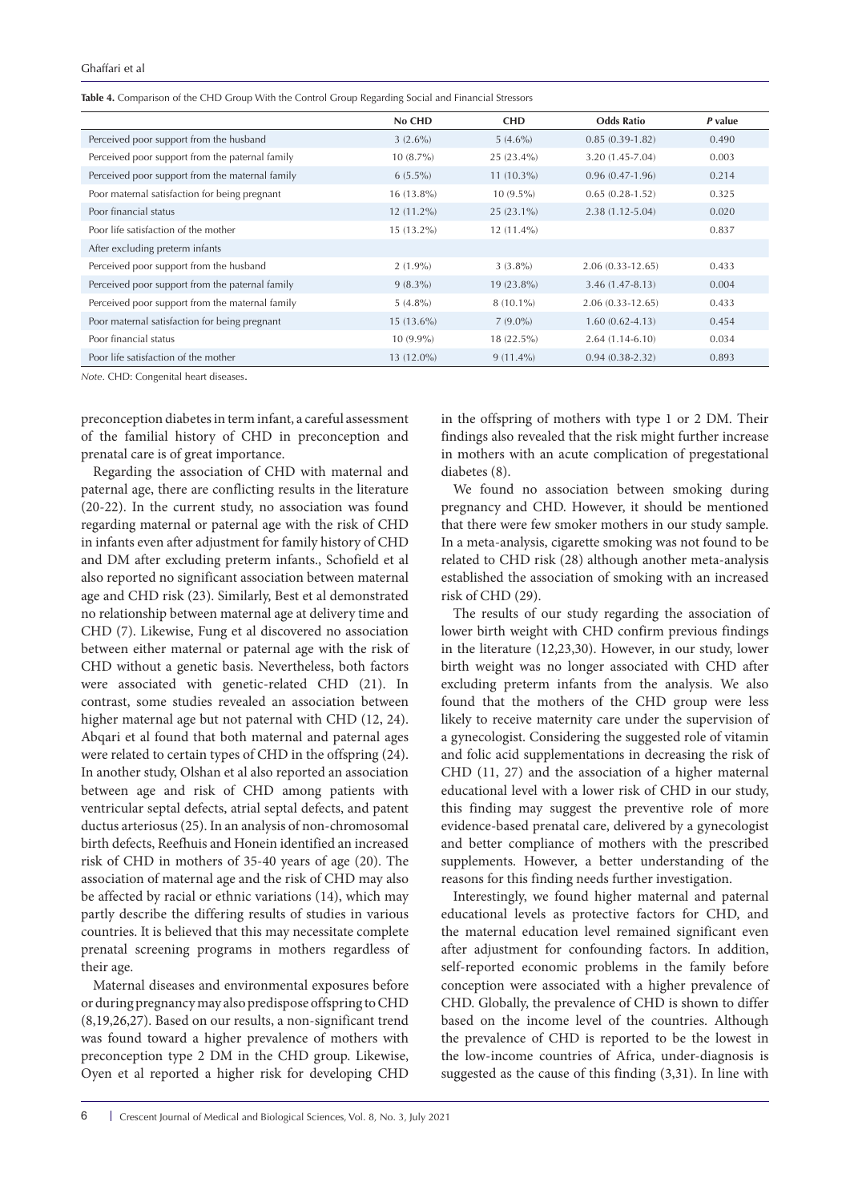**Table 4.** Comparison of the CHD Group With the Control Group Regarding Social and Financial Stressors

| | No CHD | CHD | Odds Ratio | *P* value |
|---|---|---|---|---|
| Perceived poor support from the husband | 3 (2.6%) | 5 (4.6%) | 0.85 (0.39-1.82) | 0.490 |
| Perceived poor support from the paternal family | 10 (8.7%) | 25 (23.4%) | 3.20 (1.45-7.04) | 0.003 |
| Perceived poor support from the maternal family | 6 (5.5%) | 11 (10.3%) | 0.96 (0.47-1.96) | 0.214 |
| Poor maternal satisfaction for being pregnant | 16 (13.8%) | 10 (9.5%) | 0.65 (0.28-1.52) | 0.325 |
| Poor financial status | 12 (11.2%) | 25 (23.1%) | 2.38 (1.12-5.04) | 0.020 |
| Poor life satisfaction of the mother | 15 (13.2%) | 12 (11.4%) | | 0.837 |
| After excluding preterm infants | | | | |
| Perceived poor support from the husband | 2 (1.9%) | 3 (3.8%) | 2.06 (0.33-12.65) | 0.433 |
| Perceived poor support from the paternal family | 9 (8.3%) | 19 (23.8%) | 3.46 (1.47-8.13) | 0.004 |
| Perceived poor support from the maternal family | 5 (4.8%) | 8 (10.1%) | 2.06 (0.33-12.65) | 0.433 |
| Poor maternal satisfaction for being pregnant | 15 (13.6%) | 7 (9.0%) | 1.60 (0.62-4.13) | 0.454 |
| Poor financial status | 10 (9.9%) | 18 (22.5%) | 2.64 (1.14-6.10) | 0.034 |
| Poor life satisfaction of the mother | 13 (12.0%) | 9 (11.4%) | 0.94 (0.38-2.32) | 0.893 |

*Note*. CHD: Congenital heart diseases.

preconception diabetes in term infant, a careful assessment of the familial history of CHD in preconception and prenatal care is of great importance.

Regarding the association of CHD with maternal and paternal age, there are conflicting results in the literature (20-22). In the current study, no association was found regarding maternal or paternal age with the risk of CHD in infants even after adjustment for family history of CHD and DM after excluding preterm infants., Schofield et al also reported no significant association between maternal age and CHD risk (23). Similarly, Best et al demonstrated no relationship between maternal age at delivery time and CHD (7). Likewise, Fung et al discovered no association between either maternal or paternal age with the risk of CHD without a genetic basis. Nevertheless, both factors were associated with genetic-related CHD (21). In contrast, some studies revealed an association between higher maternal age but not paternal with CHD (12, 24). Abqari et al found that both maternal and paternal ages were related to certain types of CHD in the offspring (24). In another study, Olshan et al also reported an association between age and risk of CHD among patients with ventricular septal defects, atrial septal defects, and patent ductus arteriosus (25). In an analysis of non-chromosomal birth defects, Reefhuis and Honein identified an increased risk of CHD in mothers of 35-40 years of age (20). The association of maternal age and the risk of CHD may also be affected by racial or ethnic variations (14), which may partly describe the differing results of studies in various countries. It is believed that this may necessitate complete prenatal screening programs in mothers regardless of their age.

Maternal diseases and environmental exposures before or during pregnancy may also predispose offspring to CHD (8,19,26,27). Based on our results, a non-significant trend was found toward a higher prevalence of mothers with preconception type 2 DM in the CHD group. Likewise, Oyen et al reported a higher risk for developing CHD in the offspring of mothers with type 1 or 2 DM. Their findings also revealed that the risk might further increase in mothers with an acute complication of pregestational diabetes (8).

We found no association between smoking during pregnancy and CHD. However, it should be mentioned that there were few smoker mothers in our study sample. In a meta-analysis, cigarette smoking was not found to be related to CHD risk (28) although another meta-analysis established the association of smoking with an increased risk of CHD (29).

The results of our study regarding the association of lower birth weight with CHD confirm previous findings in the literature (12,23,30). However, in our study, lower birth weight was no longer associated with CHD after excluding preterm infants from the analysis. We also found that the mothers of the CHD group were less likely to receive maternity care under the supervision of a gynecologist. Considering the suggested role of vitamin and folic acid supplementations in decreasing the risk of CHD (11, 27) and the association of a higher maternal educational level with a lower risk of CHD in our study, this finding may suggest the preventive role of more evidence-based prenatal care, delivered by a gynecologist and better compliance of mothers with the prescribed supplements. However, a better understanding of the reasons for this finding needs further investigation.

Interestingly, we found higher maternal and paternal educational levels as protective factors for CHD, and the maternal education level remained significant even after adjustment for confounding factors. In addition, self-reported economic problems in the family before conception were associated with a higher prevalence of CHD. Globally, the prevalence of CHD is shown to differ based on the income level of the countries. Although the prevalence of CHD is reported to be the lowest in the low-income countries of Africa, under-diagnosis is suggested as the cause of this finding (3,31). In line with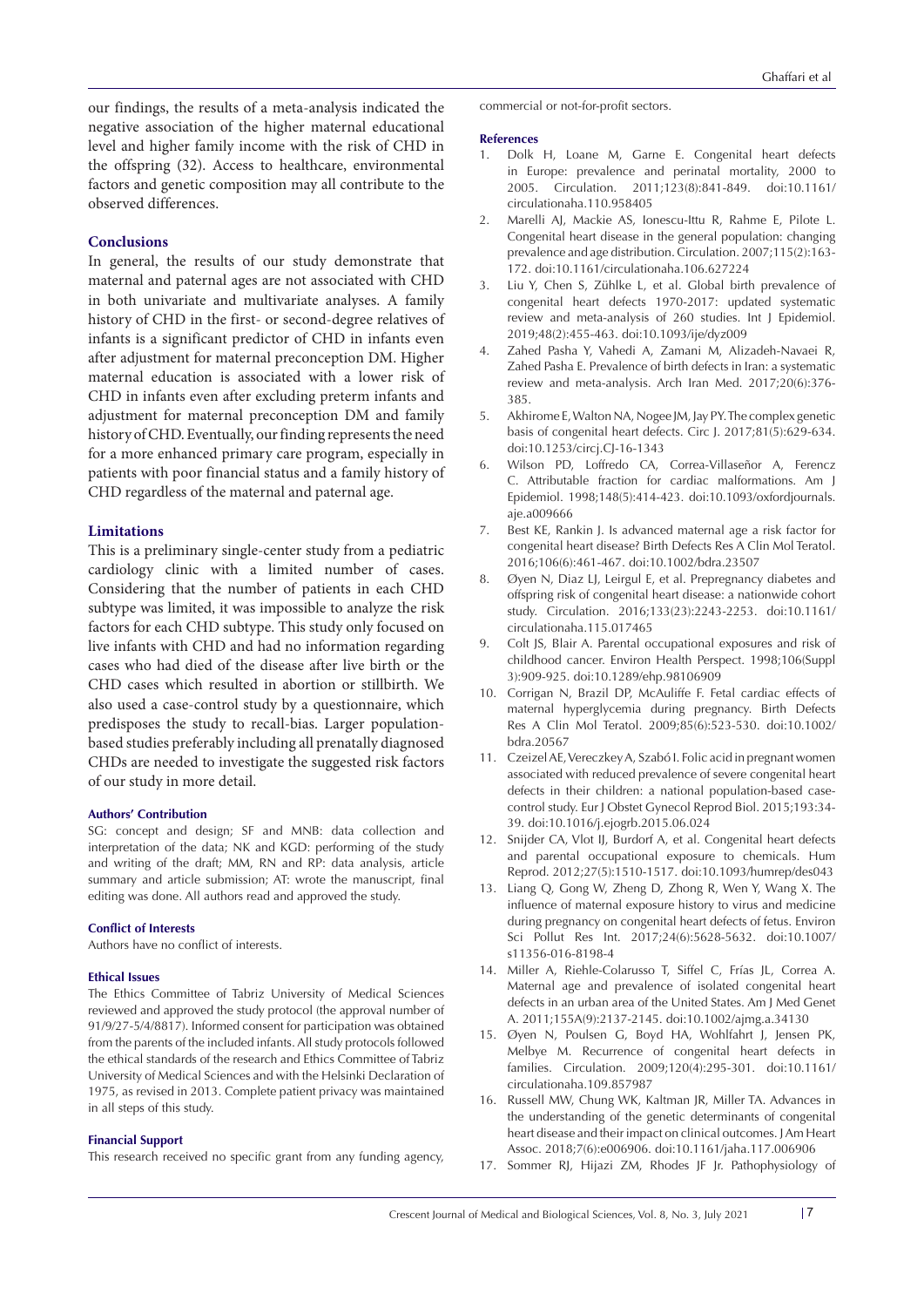our findings, the results of a meta-analysis indicated the negative association of the higher maternal educational level and higher family income with the risk of CHD in the offspring (32). Access to healthcare, environmental factors and genetic composition may all contribute to the observed differences.

## Conclusions

In general, the results of our study demonstrate that maternal and paternal ages are not associated with CHD in both univariate and multivariate analyses. A family history of CHD in the first- or second-degree relatives of infants is a significant predictor of CHD in infants even after adjustment for maternal preconception DM. Higher maternal education is associated with a lower risk of CHD in infants even after excluding preterm infants and adjustment for maternal preconception DM and family history of CHD. Eventually, our finding represents the need for a more enhanced primary care program, especially in patients with poor financial status and a family history of CHD regardless of the maternal and paternal age.

## Limitations

This is a preliminary single-center study from a pediatric cardiology clinic with a limited number of cases. Considering that the number of patients in each CHD subtype was limited, it was impossible to analyze the risk factors for each CHD subtype. This study only focused on live infants with CHD and had no information regarding cases who had died of the disease after live birth or the CHD cases which resulted in abortion or stillbirth. We also used a case-control study by a questionnaire, which predisposes the study to recall-bias. Larger population-based studies preferably including all prenatally diagnosed CHDs are needed to investigate the suggested risk factors of our study in more detail.

### Authors' Contribution

SG: concept and design; SF and MNB: data collection and interpretation of the data; NK and KGD: performing of the study and writing of the draft; MM, RN and RP: data analysis, article summary and article submission; AT: wrote the manuscript, final editing was done. All authors read and approved the study.

### Conflict of Interests

Authors have no conflict of interests.

### Ethical Issues

The Ethics Committee of Tabriz University of Medical Sciences reviewed and approved the study protocol (the approval number of 91/9/27-5/4/8817). Informed consent for participation was obtained from the parents of the included infants. All study protocols followed the ethical standards of the research and Ethics Committee of Tabriz University of Medical Sciences and with the Helsinki Declaration of 1975, as revised in 2013. Complete patient privacy was maintained in all steps of this study.

### Financial Support

This research received no specific grant from any funding agency, commercial or not-for-profit sectors.

### References

1. Dolk H, Loane M, Garne E. Congenital heart defects in Europe: prevalence and perinatal mortality, 2000 to 2005. Circulation. 2011;123(8):841-849. doi:10.1161/circulationaha.110.958405
2. Marelli AJ, Mackie AS, Ionescu-Ittu R, Rahme E, Pilote L. Congenital heart disease in the general population: changing prevalence and age distribution. Circulation. 2007;115(2):163-172. doi:10.1161/circulationaha.106.627224
3. Liu Y, Chen S, Zühlke L, et al. Global birth prevalence of congenital heart defects 1970-2017: updated systematic review and meta-analysis of 260 studies. Int J Epidemiol. 2019;48(2):455-463. doi:10.1093/ije/dyz009
4. Zahed Pasha Y, Vahedi A, Zamani M, Alizadeh-Navaei R, Zahed Pasha E. Prevalence of birth defects in Iran: a systematic review and meta-analysis. Arch Iran Med. 2017;20(6):376-385.
5. Akhirome E, Walton NA, Nogee JM, Jay PY. The complex genetic basis of congenital heart defects. Circ J. 2017;81(5):629-634. doi:10.1253/circj.CJ-16-1343
6. Wilson PD, Loffredo CA, Correa-Villaseñor A, Ferencz C. Attributable fraction for cardiac malformations. Am J Epidemiol. 1998;148(5):414-423. doi:10.1093/oxfordjournals.aje.a009666
7. Best KE, Rankin J. Is advanced maternal age a risk factor for congenital heart disease? Birth Defects Res A Clin Mol Teratol. 2016;106(6):461-467. doi:10.1002/bdra.23507
8. Øyen N, Diaz LJ, Leirgul E, et al. Prepregnancy diabetes and offspring risk of congenital heart disease: a nationwide cohort study. Circulation. 2016;133(23):2243-2253. doi:10.1161/circulationaha.115.017465
9. Colt JS, Blair A. Parental occupational exposures and risk of childhood cancer. Environ Health Perspect. 1998;106(Suppl 3):909-925. doi:10.1289/ehp.98106909
10. Corrigan N, Brazil DP, McAuliffe F. Fetal cardiac effects of maternal hyperglycemia during pregnancy. Birth Defects Res A Clin Mol Teratol. 2009;85(6):523-530. doi:10.1002/bdra.20567
11. Czeizel AE, Vereczkey A, Szabó I. Folic acid in pregnant women associated with reduced prevalence of severe congenital heart defects in their children: a national population-based case-control study. Eur J Obstet Gynecol Reprod Biol. 2015;193:34-39. doi:10.1016/j.ejogrb.2015.06.024
12. Snijder CA, Vlot IJ, Burdorf A, et al. Congenital heart defects and parental occupational exposure to chemicals. Hum Reprod. 2012;27(5):1510-1517. doi:10.1093/humrep/des043
13. Liang Q, Gong W, Zheng D, Zhong R, Wen Y, Wang X. The influence of maternal exposure history to virus and medicine during pregnancy on congenital heart defects of fetus. Environ Sci Pollut Res Int. 2017;24(6):5628-5632. doi:10.1007/s11356-016-8198-4
14. Miller A, Riehle-Colarusso T, Siffel C, Frías JL, Correa A. Maternal age and prevalence of isolated congenital heart defects in an urban area of the United States. Am J Med Genet A. 2011;155A(9):2137-2145. doi:10.1002/ajmg.a.34130
15. Øyen N, Poulsen G, Boyd HA, Wohlfahrt J, Jensen PK, Melbye M. Recurrence of congenital heart defects in families. Circulation. 2009;120(4):295-301. doi:10.1161/circulationaha.109.857987
16. Russell MW, Chung WK, Kaltman JR, Miller TA. Advances in the understanding of the genetic determinants of congenital heart disease and their impact on clinical outcomes. J Am Heart Assoc. 2018;7(6):e006906. doi:10.1161/jaha.117.006906
17. Sommer RJ, Hijazi ZM, Rhodes JF Jr. Pathophysiology of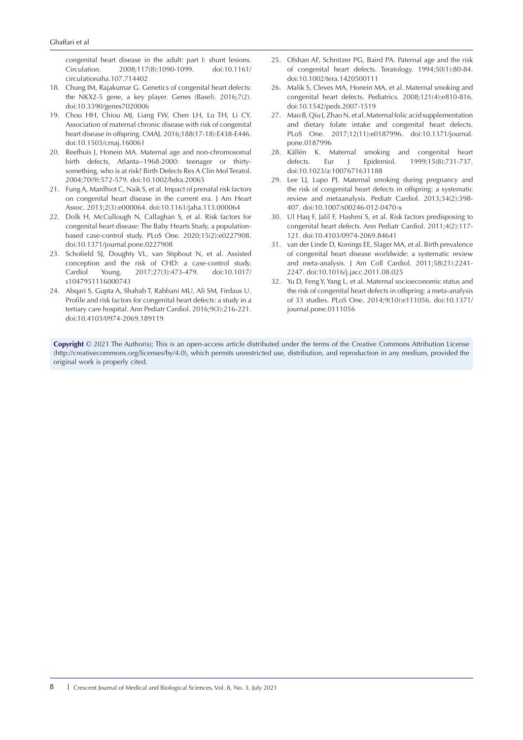congenital heart disease in the adult: part I: shunt lesions. Circulation. 2008;117(8):1090-1099. doi:10.1161/circulationaha.107.714402

18. Chung IM, Rajakumar G. Genetics of congenital heart defects: the NKX2-5 gene, a key player. Genes (Basel). 2016;7(2). doi:10.3390/genes7020006
19. Chou HH, Chiou MJ, Liang FW, Chen LH, Lu TH, Li CY. Association of maternal chronic disease with risk of congenital heart disease in offspring. CMAJ. 2016;188(17-18):E438-E446. doi:10.1503/cmaj.160061
20. Reefhuis J, Honein MA. Maternal age and non-chromosomal birth defects, Atlanta--1968-2000: teenager or thirty-something, who is at risk? Birth Defects Res A Clin Mol Teratol. 2004;70(9):572-579. doi:10.1002/bdra.20065
21. Fung A, Manlhiot C, Naik S, et al. Impact of prenatal risk factors on congenital heart disease in the current era. J Am Heart Assoc. 2013;2(3):e000064. doi:10.1161/jaha.113.000064
22. Dolk H, McCullough N, Callaghan S, et al. Risk factors for congenital heart disease: The Baby Hearts Study, a population-based case-control study. PLoS One. 2020;15(2):e0227908. doi:10.1371/journal.pone.0227908
23. Schofield SJ, Doughty VL, van Stiphout N, et al. Assisted conception and the risk of CHD: a case-control study. Cardiol Young. 2017;27(3):473-479. doi:10.1017/s1047951116000743
24. Abqari S, Gupta A, Shahab T, Rabbani MU, Ali SM, Firdaus U. Profile and risk factors for congenital heart defects: a study in a tertiary care hospital. Ann Pediatr Cardiol. 2016;9(3):216-221. doi:10.4103/0974-2069.189119
25. Olshan AF, Schnitzer PG, Baird PA. Paternal age and the risk of congenital heart defects. Teratology. 1994;50(1):80-84. doi:10.1002/tera.1420500111
26. Malik S, Cleves MA, Honein MA, et al. Maternal smoking and congenital heart defects. Pediatrics. 2008;121(4):e810-816. doi:10.1542/peds.2007-1519
27. Mao B, Qiu J, Zhao N, et al. Maternal folic acid supplementation and dietary folate intake and congenital heart defects. PLoS One. 2017;12(11):e0187996. doi:10.1371/journal.pone.0187996
28. Källén K. Maternal smoking and congenital heart defects. Eur J Epidemiol. 1999;15(8):731-737. doi:10.1023/a:1007671631188
29. Lee LJ, Lupo PJ. Maternal smoking during pregnancy and the risk of congenital heart defects in offspring: a systematic review and metaanalysis. Pediatr Cardiol. 2013;34(2):398-407. doi:10.1007/s00246-012-0470-x
30. Ul Haq F, Jalil F, Hashmi S, et al. Risk factors predisposing to congenital heart defects. Ann Pediatr Cardiol. 2011;4(2):117-121. doi:10.4103/0974-2069.84641
31. van der Linde D, Konings EE, Slager MA, et al. Birth prevalence of congenital heart disease worldwide: a systematic review and meta-analysis. J Am Coll Cardiol. 2011;58(21):2241-2247. doi:10.1016/j.jacc.2011.08.025
32. Yu D, Feng Y, Yang L, et al. Maternal socioeconomic status and the risk of congenital heart defects in offspring: a meta-analysis of 33 studies. PLoS One. 2014;9(10):e111056. doi:10.1371/journal.pone.0111056

**Copyright** © 2021 The Author(s); This is an open-access article distributed under the terms of the Creative Commons Attribution License (http://creativecommons.org/licenses/by/4.0), which permits unrestricted use, distribution, and reproduction in any medium, provided the original work is properly cited.